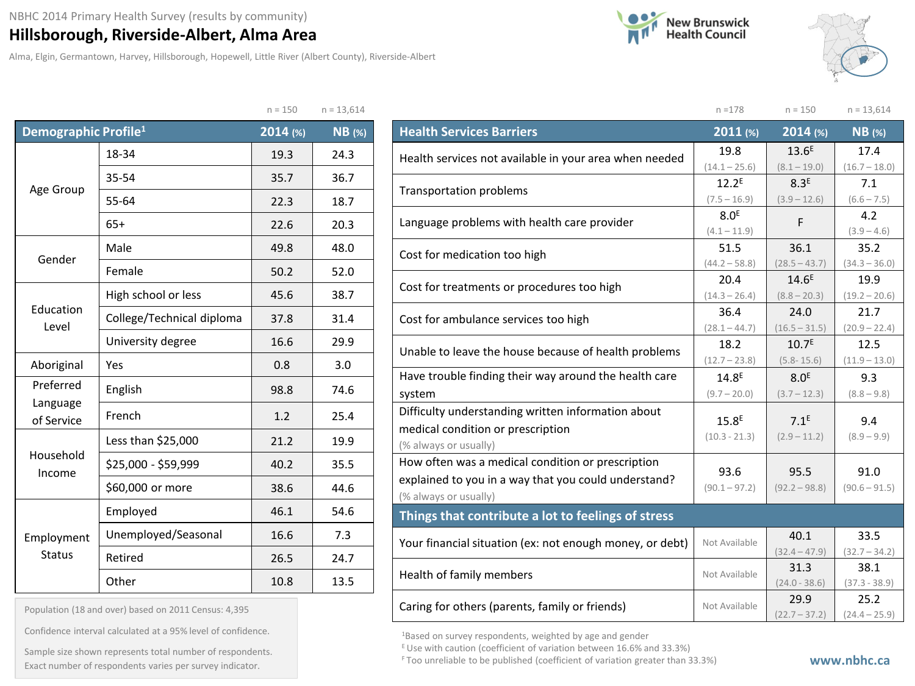NBHC 2014 Primary Health Survey (results by community)

# Hillsborough, Riverside-Albert, Alma Area

Alma, Elgin, Germantown, Harvey, Hillsborough, Hopewell, Little River (Albert County), Riverside-Albert

New Brunswick Health Council

| Demographic Profile[1] | | 2014 (%) | NB (%) |
|---|---|---|---|
| | | n = 150 | n = 13,614 |
| Age Group | 18-34 | 19.3 | 24.3 |
| | 35-54 | 35.7 | 36.7 |
| | 55-64 | 22.3 | 18.7 |
| | 65+ | 22.6 | 20.3 |
| Gender | Male | 49.8 | 48.0 |
| | Female | 50.2 | 52.0 |
| Education Level | High school or less | 45.6 | 38.7 |
| | College/Technical diploma | 37.8 | 31.4 |
| | University degree | 16.6 | 29.9 |
| Aboriginal | Yes | 0.8 | 3.0 |
| Preferred Language of Service | English | 98.8 | 74.6 |
| | French | 1.2 | 25.4 |
| Household Income | Less than $25,000 | 21.2 | 19.9 |
| | $25,000 - $59,999 | 40.2 | 35.5 |
| | $60,000 or more | 38.6 | 44.6 |
| Employment Status | Employed | 46.1 | 54.6 |
| | Unemployed/Seasonal | 16.6 | 7.3 |
| | Retired | 26.5 | 24.7 |
| | Other | 10.8 | 13.5 |

Population (18 and over) based on 2011 Census: 4,395

Confidence interval calculated at a 95% level of confidence.

Sample size shown represents total number of respondents. Exact number of respondents varies per survey indicator.

| Health Services Barriers | 2011 (%) | 2014 (%) | NB (%) |
|---|---|---|---|
| | n =178 | n = 150 | n = 13,614 |
| Health services not available in your area when needed | 19.8 (14.1 – 25.6) | 13.6[E] (8.1 – 19.0) | 17.4 (16.7 – 18.0) |
| Transportation problems | 12.2[E] (7.5 – 16.9) | 8.3[E] (3.9 – 12.6) | 7.1 (6.6 – 7.5) |
| Language problems with health care provider | 8.0[E] (4.1 – 11.9) | F | 4.2 (3.9 – 4.6) |
| Cost for medication too high | 51.5 (44.2 – 58.8) | 36.1 (28.5 – 43.7) | 35.2 (34.3 – 36.0) |
| Cost for treatments or procedures too high | 20.4 (14.3 – 26.4) | 14.6[E] (8.8 – 20.3) | 19.9 (19.2 – 20.6) |
| Cost for ambulance services too high | 36.4 (28.1 – 44.7) | 24.0 (16.5 – 31.5) | 21.7 (20.9 – 22.4) |
| Unable to leave the house because of health problems | 18.2 (12.7 – 23.8) | 10.7[E] (5.8- 15.6) | 12.5 (11.9 – 13.0) |
| Have trouble finding their way around the health care system | 14.8[E] (9.7 – 20.0) | 8.0[E] (3.7 – 12.3) | 9.3 (8.8 – 9.8) |
| Difficulty understanding written information about medical condition or prescription (% always or usually) | 15.8[E] (10.3 - 21.3) | 7.1[E] (2.9 – 11.2) | 9.4 (8.9 – 9.9) |
| How often was a medical condition or prescription explained to you in a way that you could understand? (% always or usually) | 93.6 (90.1 – 97.2) | 95.5 (92.2 – 98.8) | 91.0 (90.6 – 91.5) |
| **Things that contribute a lot to feelings of stress** | | | |
| Your financial situation (ex: not enough money, or debt) | Not Available | 40.1 (32.4 – 47.9) | 33.5 (32.7 – 34.2) |
| Health of family members | Not Available | 31.3 (24.0 - 38.6) | 38.1 (37.3 - 38.9) |
| Caring for others (parents, family or friends) | Not Available | 29.9 (22.7 – 37.2) | 25.2 (24.4 – 25.9) |

[1]Based on survey respondents, weighted by age and gender

[E] Use with caution (coefficient of variation between 16.6% and 33.3%)

[F] Too unreliable to be published (coefficient of variation greater than 33.3%)

www.nbhc.ca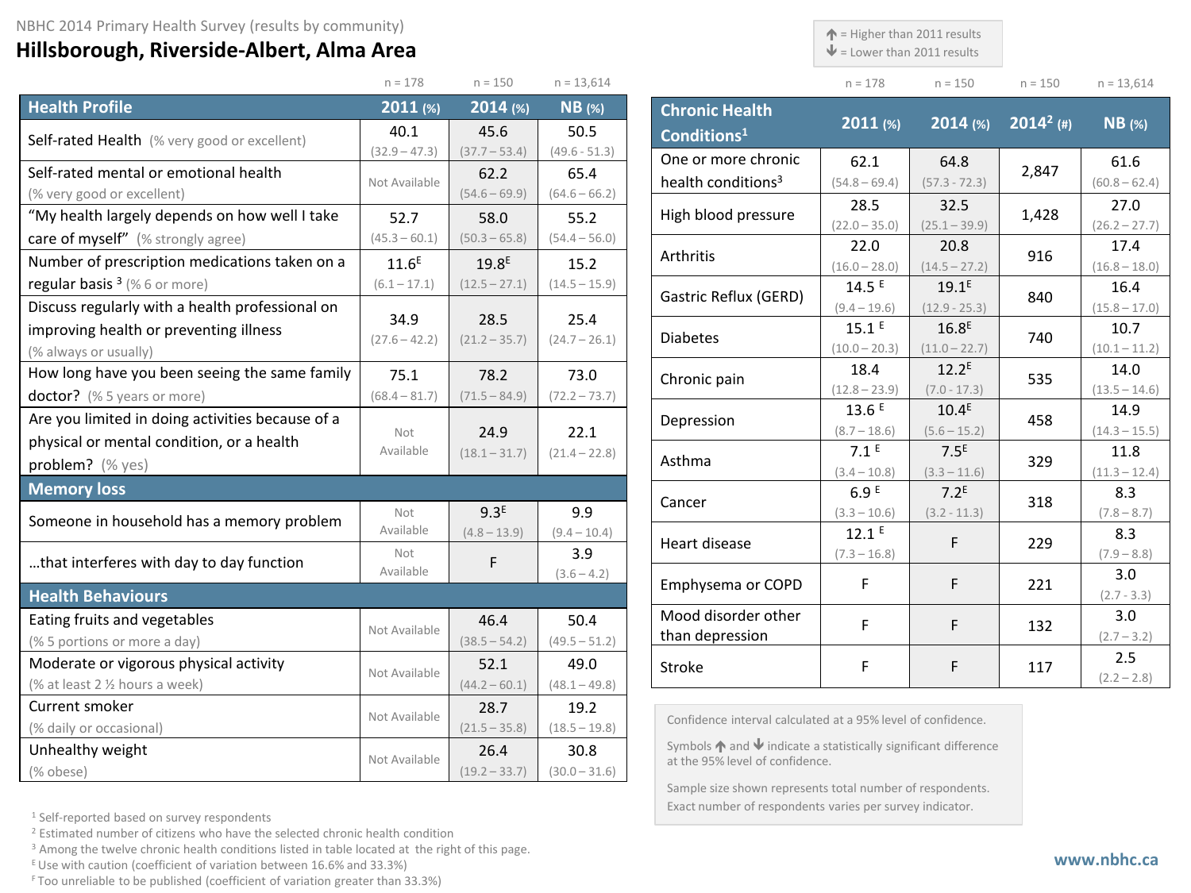NBHC 2014 Primary Health Survey (results by community)

# Hillsborough, Riverside-Albert, Alma Area

↑ = Higher than 2011 results
↓ = Lower than 2011 results

| | 2011 (%) | 2014 (%) | NB (%) |
|---|---|---|---|
| | n = 178 | n = 150 | n = 13,614 |
| **Health Profile** | | | |
| Self-rated Health (% very good or excellent) | 40.1 (32.9 – 47.3) | 45.6 (37.7 – 53.4) | 50.5 (49.6 - 51.3) |
| Self-rated mental or emotional health (% very good or excellent) | Not Available | 62.2 (54.6 – 69.9) | 65.4 (64.6 – 66.2) |
| “My health largely depends on how well I take care of myself” (% strongly agree) | 52.7 (45.3 – 60.1) | 58.0 (50.3 – 65.8) | 55.2 (54.4 – 56.0) |
| Number of prescription medications taken on a regular basis [3] (% 6 or more) | 11.6[E] (6.1 – 17.1) | 19.8[E] (12.5 – 27.1) | 15.2 (14.5 – 15.9) |
| Discuss regularly with a health professional on improving health or preventing illness (% always or usually) | 34.9 (27.6 – 42.2) | 28.5 (21.2 – 35.7) | 25.4 (24.7 – 26.1) |
| How long have you been seeing the same family doctor? (% 5 years or more) | 75.1 (68.4 – 81.7) | 78.2 (71.5 – 84.9) | 73.0 (72.2 – 73.7) |
| Are you limited in doing activities because of a physical or mental condition, or a health problem? (% yes) | Not Available | 24.9 (18.1 – 31.7) | 22.1 (21.4 – 22.8) |
| **Memory loss** | | | |
| Someone in household has a memory problem | Not Available | 9.3[E] (4.8 – 13.9) | 9.9 (9.4 – 10.4) |
| …that interferes with day to day function | Not Available | F | 3.9 (3.6 – 4.2) |
| **Health Behaviours** | | | |
| Eating fruits and vegetables (% 5 portions or more a day) | Not Available | 46.4 (38.5 – 54.2) | 50.4 (49.5 – 51.2) |
| Moderate or vigorous physical activity (% at least 2 ½ hours a week) | Not Available | 52.1 (44.2 – 60.1) | 49.0 (48.1 – 49.8) |
| Current smoker (% daily or occasional) | Not Available | 28.7 (21.5 – 35.8) | 19.2 (18.5 – 19.8) |
| Unhealthy weight (% obese) | Not Available | 26.4 (19.2 – 33.7) | 30.8 (30.0 – 31.6) |

| Chronic Health Conditions[1] | 2011 (%) | 2014 (%) | 2014[2] (#) | NB (%) |
|---|---|---|---|---|
| | n = 178 | n = 150 | n = 150 | n = 13,614 |
| One or more chronic health conditions[3] | 62.1 (54.8 – 69.4) | 64.8 (57.3 - 72.3) | 2,847 | 61.6 (60.8 – 62.4) |
| High blood pressure | 28.5 (22.0 – 35.0) | 32.5 (25.1 – 39.9) | 1,428 | 27.0 (26.2 – 27.7) |
| Arthritis | 22.0 (16.0 – 28.0) | 20.8 (14.5 – 27.2) | 916 | 17.4 (16.8 – 18.0) |
| Gastric Reflux (GERD) | 14.5[E] (9.4 – 19.6) | 19.1[E] (12.9 - 25.3) | 840 | 16.4 (15.8 – 17.0) |
| Diabetes | 15.1[E] (10.0 – 20.3) | 16.8[E] (11.0 – 22.7) | 740 | 10.7 (10.1 – 11.2) |
| Chronic pain | 18.4 (12.8 – 23.9) | 12.2[E] (7.0 - 17.3) | 535 | 14.0 (13.5 – 14.6) |
| Depression | 13.6[E] (8.7 – 18.6) | 10.4[E] (5.6 – 15.2) | 458 | 14.9 (14.3 – 15.5) |
| Asthma | 7.1[E] (3.4 – 10.8) | 7.5[E] (3.3 – 11.6) | 329 | 11.8 (11.3 – 12.4) |
| Cancer | 6.9[E] (3.3 – 10.6) | 7.2[E] (3.2 - 11.3) | 318 | 8.3 (7.8 – 8.7) |
| Heart disease | 12.1[E] (7.3 – 16.8) | F | 229 | 8.3 (7.9 – 8.8) |
| Emphysema or COPD | F | F | 221 | 3.0 (2.7 - 3.3) |
| Mood disorder other than depression | F | F | 132 | 3.0 (2.7 – 3.2) |
| Stroke | F | F | 117 | 2.5 (2.2 – 2.8) |

Confidence interval calculated at a 95% level of confidence.

Symbols ↑ and ↓ indicate a statistically significant difference at the 95% level of confidence.

Sample size shown represents total number of respondents. Exact number of respondents varies per survey indicator.

[1] Self-reported based on survey respondents
[2] Estimated number of citizens who have the selected chronic health condition
[3] Among the twelve chronic health conditions listed in table located at the right of this page.
[E] Use with caution (coefficient of variation between 16.6% and 33.3%)
[F] Too unreliable to be published (coefficient of variation greater than 33.3%)

www.nbhc.ca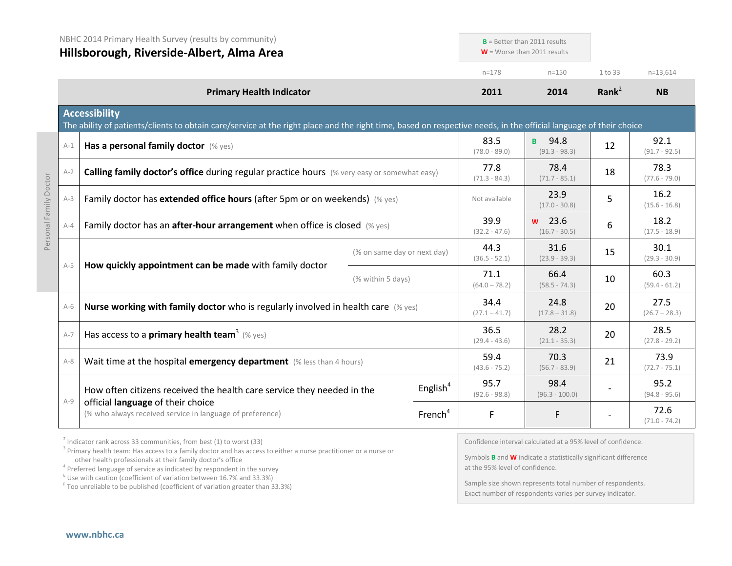NBHC 2014 Primary Health Survey (results by community)

# Hillsborough, Riverside-Albert, Alma Area

**B** = Better than 2011 results
**W** = Worse than 2011 results

| | Primary Health Indicator | 2011 (n=178) | 2014 (n=150) | Rank[2] (1 to 33) | NB (n=13,614) |
|---|---|---|---|---|---|
| | **Accessibility** The ability of patients/clients to obtain care/service at the right place and the right time, based on respective needs, in the official language of their choice | | | | |
| A-1 | **Has a personal family doctor** (% yes) | 83.5 (78.0 - 89.0) | B 94.8 (91.3 - 98.3) | 12 | 92.1 (91.7 - 92.5) |
| A-2 | **Calling family doctor's office** during regular practice hours (% very easy or somewhat easy) | 77.8 (71.3 - 84.3) | 78.4 (71.7 - 85.1) | 18 | 78.3 (77.6 - 79.0) |
| A-3 | Family doctor has **extended office hours** (after 5pm or on weekends) (% yes) | Not available | 23.9 (17.0 - 30.8) | 5 | 16.2 (15.6 - 16.8) |
| A-4 | Family doctor has an **after-hour arrangement** when office is closed (% yes) | 39.9 (32.2 - 47.6) | W 23.6 (16.7 - 30.5) | 6 | 18.2 (17.5 - 18.9) |
| A-5 | **How quickly appointment can be made** with family doctor (% on same day or next day) | 44.3 (36.5 - 52.1) | 31.6 (23.9 - 39.3) | 15 | 30.1 (29.3 - 30.9) |
| | **How quickly appointment can be made** with family doctor (% within 5 days) | 71.1 (64.0 – 78.2) | 66.4 (58.5 - 74.3) | 10 | 60.3 (59.4 - 61.2) |
| A-6 | **Nurse working with family doctor** who is regularly involved in health care (% yes) | 34.4 (27.1 – 41.7) | 24.8 (17.8 – 31.8) | 20 | 27.5 (26.7 – 28.3) |
| A-7 | Has access to a **primary health team**[3] (% yes) | 36.5 (29.4 - 43.6) | 28.2 (21.1 - 35.3) | 20 | 28.5 (27.8 - 29.2) |
| A-8 | Wait time at the hospital **emergency department** (% less than 4 hours) | 59.4 (43.6 - 75.2) | 70.3 (56.7 - 83.9) | 21 | 73.9 (72.7 - 75.1) |
| A-9 | How often citizens received the health care service they needed in the official **language** of their choice (% who always received service in language of preference) — English[4] | 95.7 (92.6 - 98.8) | 98.4 (96.3 - 100.0) | - | 95.2 (94.8 - 95.6) |
| | French[4] | F | F | - | 72.6 (71.0 - 74.2) |

Personal Family Doctor

[2] Indicator rank across 33 communities, from best (1) to worst (33)
[3] Primary health team: Has access to a family doctor and has access to either a nurse practitioner or a nurse or other health professionals at their family doctor's office
[4] Preferred language of service as indicated by respondent in the survey
[E] Use with caution (coefficient of variation between 16.7% and 33.3%)
[F] Too unreliable to be published (coefficient of variation greater than 33.3%)

Confidence interval calculated at a 95% level of confidence.

Symbols **B** and **W** indicate a statistically significant difference at the 95% level of confidence.

Sample size shown represents total number of respondents. Exact number of respondents varies per survey indicator.

www.nbhc.ca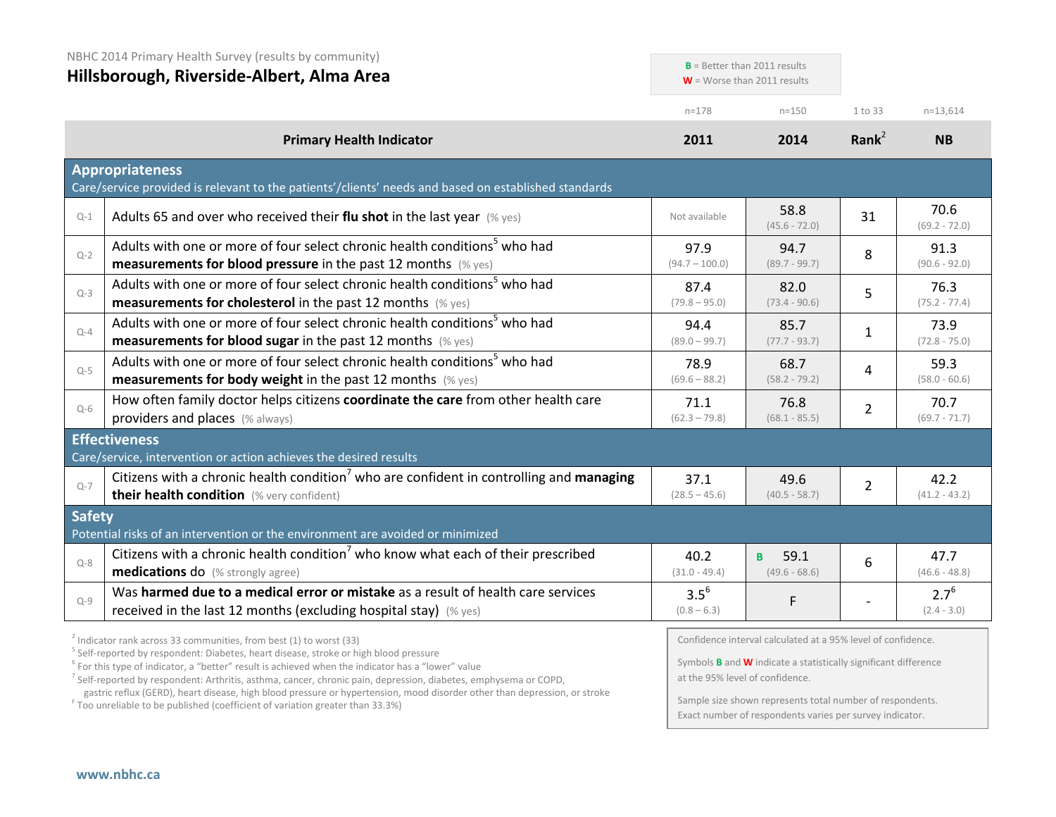NBHC 2014 Primary Health Survey (results by community)

# Hillsborough, Riverside-Albert, Alma Area

**B** = Better than 2011 results
**W** = Worse than 2011 results

| | Primary Health Indicator | 2011 (n=178) | 2014 (n=150) | Rank[2] (1 to 33) | NB (n=13,614) |
|---|---|---|---|---|---|
| | **Appropriateness** — Care/service provided is relevant to the patients'/clients' needs and based on established standards | | | | |
| Q-1 | Adults 65 and over who received their **flu shot** in the last year (% yes) | Not available | 58.8 (45.6 - 72.0) | 31 | 70.6 (69.2 - 72.0) |
| Q-2 | Adults with one or more of four select chronic health conditions[5] who had **measurements for blood pressure** in the past 12 months (% yes) | 97.9 (94.7 – 100.0) | 94.7 (89.7 - 99.7) | 8 | 91.3 (90.6 - 92.0) |
| Q-3 | Adults with one or more of four select chronic health conditions[5] who had **measurements for cholesterol** in the past 12 months (% yes) | 87.4 (79.8 – 95.0) | 82.0 (73.4 - 90.6) | 5 | 76.3 (75.2 - 77.4) |
| Q-4 | Adults with one or more of four select chronic health conditions[5] who had **measurements for blood sugar** in the past 12 months (% yes) | 94.4 (89.0 – 99.7) | 85.7 (77.7 - 93.7) | 1 | 73.9 (72.8 - 75.0) |
| Q-5 | Adults with one or more of four select chronic health conditions[5] who had **measurements for body weight** in the past 12 months (% yes) | 78.9 (69.6 – 88.2) | 68.7 (58.2 - 79.2) | 4 | 59.3 (58.0 - 60.6) |
| Q-6 | How often family doctor helps citizens **coordinate the care** from other health care providers and places (% always) | 71.1 (62.3 – 79.8) | 76.8 (68.1 - 85.5) | 2 | 70.7 (69.7 - 71.7) |
| | **Effectiveness** — Care/service, intervention or action achieves the desired results | | | | |
| Q-7 | Citizens with a chronic health condition[7] who are confident in controlling and **managing their health condition** (% very confident) | 37.1 (28.5 – 45.6) | 49.6 (40.5 - 58.7) | 2 | 42.2 (41.2 - 43.2) |
| | **Safety** — Potential risks of an intervention or the environment are avoided or minimized | | | | |
| Q-8 | Citizens with a chronic health condition[7] who know what each of their prescribed **medications do** (% strongly agree) | 40.2 (31.0 - 49.4) | **B** 59.1 (49.6 - 68.6) | 6 | 47.7 (46.6 - 48.8) |
| Q-9 | Was **harmed due to a medical error or mistake** as a result of health care services received in the last 12 months (excluding hospital stay) (% yes) | 3.5[6] (0.8 – 6.3) | F | - | 2.7[6] (2.4 - 3.0) |

[2] Indicator rank across 33 communities, from best (1) to worst (33)
[5] Self-reported by respondent: Diabetes, heart disease, stroke or high blood pressure
[6] For this type of indicator, a "better" result is achieved when the indicator has a "lower" value
[7] Self-reported by respondent: Arthritis, asthma, cancer, chronic pain, depression, diabetes, emphysema or COPD, gastric reflux (GERD), heart disease, high blood pressure or hypertension, mood disorder other than depression, or stroke
[F] Too unreliable to be published (coefficient of variation greater than 33.3%)

Confidence interval calculated at a 95% level of confidence.

Symbols **B** and **W** indicate a statistically significant difference at the 95% level of confidence.

Sample size shown represents total number of respondents. Exact number of respondents varies per survey indicator.

www.nbhc.ca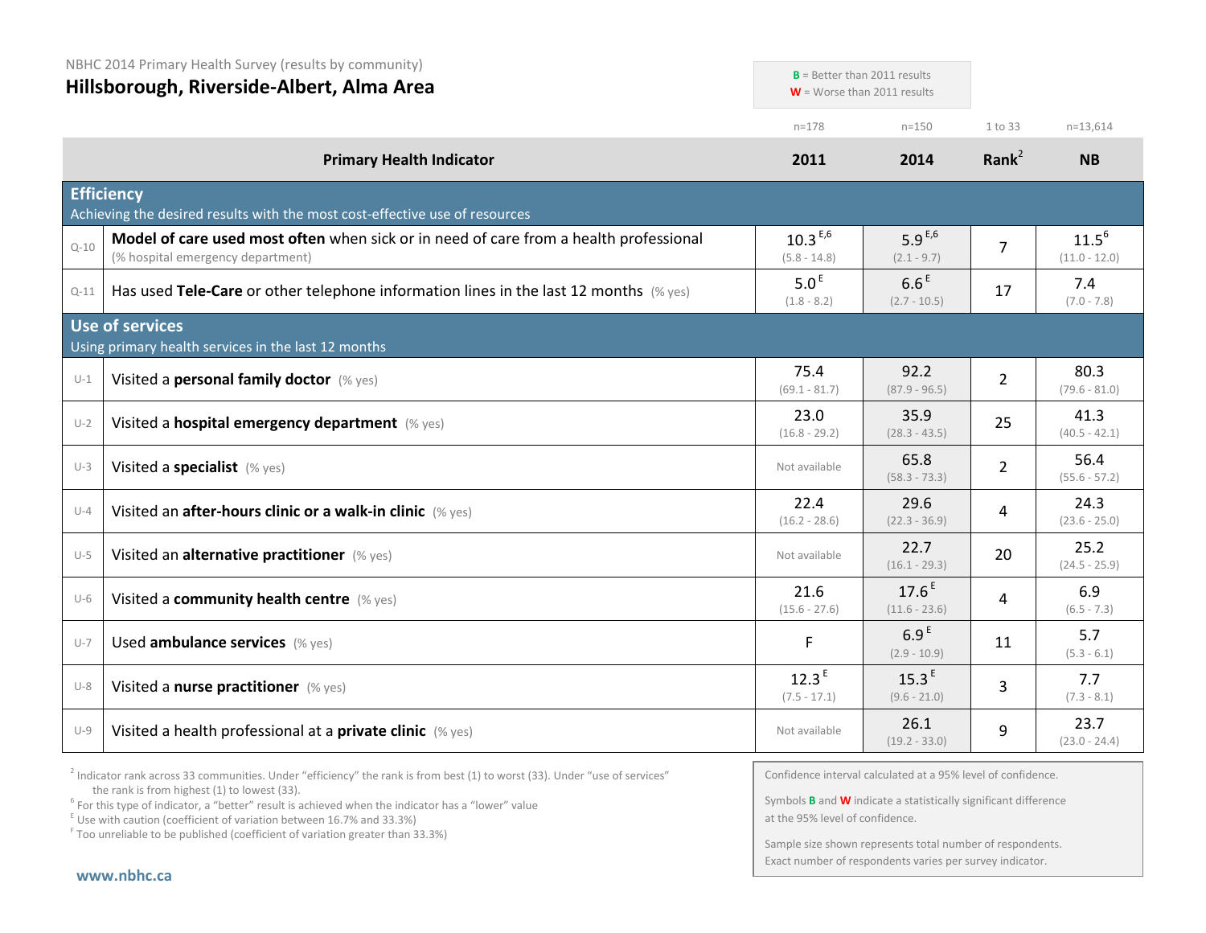NBHC 2014 Primary Health Survey (results by community)

# Hillsborough, Riverside-Albert, Alma Area

**B** = Better than 2011 results
**W** = Worse than 2011 results

| | Primary Health Indicator | 2011 (n=178) | 2014 (n=150) | Rank[2] (1 to 33) | NB (n=13,614) |
|---|---|---|---|---|---|
| **Efficiency** | Achieving the desired results with the most cost-effective use of resources | | | | |
| Q-10 | **Model of care used most often** when sick or in need of care from a health professional (% hospital emergency department) | 10.3 [E,6] (5.8 - 14.8) | 5.9 [E,6] (2.1 - 9.7) | 7 | 11.5 [6] (11.0 - 12.0) |
| Q-11 | Has used **Tele-Care** or other telephone information lines in the last 12 months (% yes) | 5.0 [E] (1.8 - 8.2) | 6.6 [E] (2.7 - 10.5) | 17 | 7.4 (7.0 - 7.8) |
| **Use of services** | Using primary health services in the last 12 months | | | | |
| U-1 | Visited a **personal family doctor** (% yes) | 75.4 (69.1 - 81.7) | 92.2 (87.9 - 96.5) | 2 | 80.3 (79.6 - 81.0) |
| U-2 | Visited a **hospital emergency department** (% yes) | 23.0 (16.8 - 29.2) | 35.9 (28.3 - 43.5) | 25 | 41.3 (40.5 - 42.1) |
| U-3 | Visited a **specialist** (% yes) | Not available | 65.8 (58.3 - 73.3) | 2 | 56.4 (55.6 - 57.2) |
| U-4 | Visited an **after-hours clinic or a walk-in clinic** (% yes) | 22.4 (16.2 - 28.6) | 29.6 (22.3 - 36.9) | 4 | 24.3 (23.6 - 25.0) |
| U-5 | Visited an **alternative practitioner** (% yes) | Not available | 22.7 (16.1 - 29.3) | 20 | 25.2 (24.5 - 25.9) |
| U-6 | Visited a **community health centre** (% yes) | 21.6 (15.6 - 27.6) | 17.6 [E] (11.6 - 23.6) | 4 | 6.9 (6.5 - 7.3) |
| U-7 | Used **ambulance services** (% yes) | F | 6.9 [E] (2.9 - 10.9) | 11 | 5.7 (5.3 - 6.1) |
| U-8 | Visited a **nurse practitioner** (% yes) | 12.3 [E] (7.5 - 17.1) | 15.3 [E] (9.6 - 21.0) | 3 | 7.7 (7.3 - 8.1) |
| U-9 | Visited a health professional at a **private clinic** (% yes) | Not available | 26.1 (19.2 - 33.0) | 9 | 23.7 (23.0 - 24.4) |

[2] Indicator rank across 33 communities. Under "efficiency" the rank is from best (1) to worst (33). Under "use of services" the rank is from highest (1) to lowest (33).
[6] For this type of indicator, a "better" result is achieved when the indicator has a "lower" value
[E] Use with caution (coefficient of variation between 16.7% and 33.3%)
[F] Too unreliable to be published (coefficient of variation greater than 33.3%)

Confidence interval calculated at a 95% level of confidence.

Symbols **B** and **W** indicate a statistically significant difference at the 95% level of confidence.

Sample size shown represents total number of respondents. Exact number of respondents varies per survey indicator.

www.nbhc.ca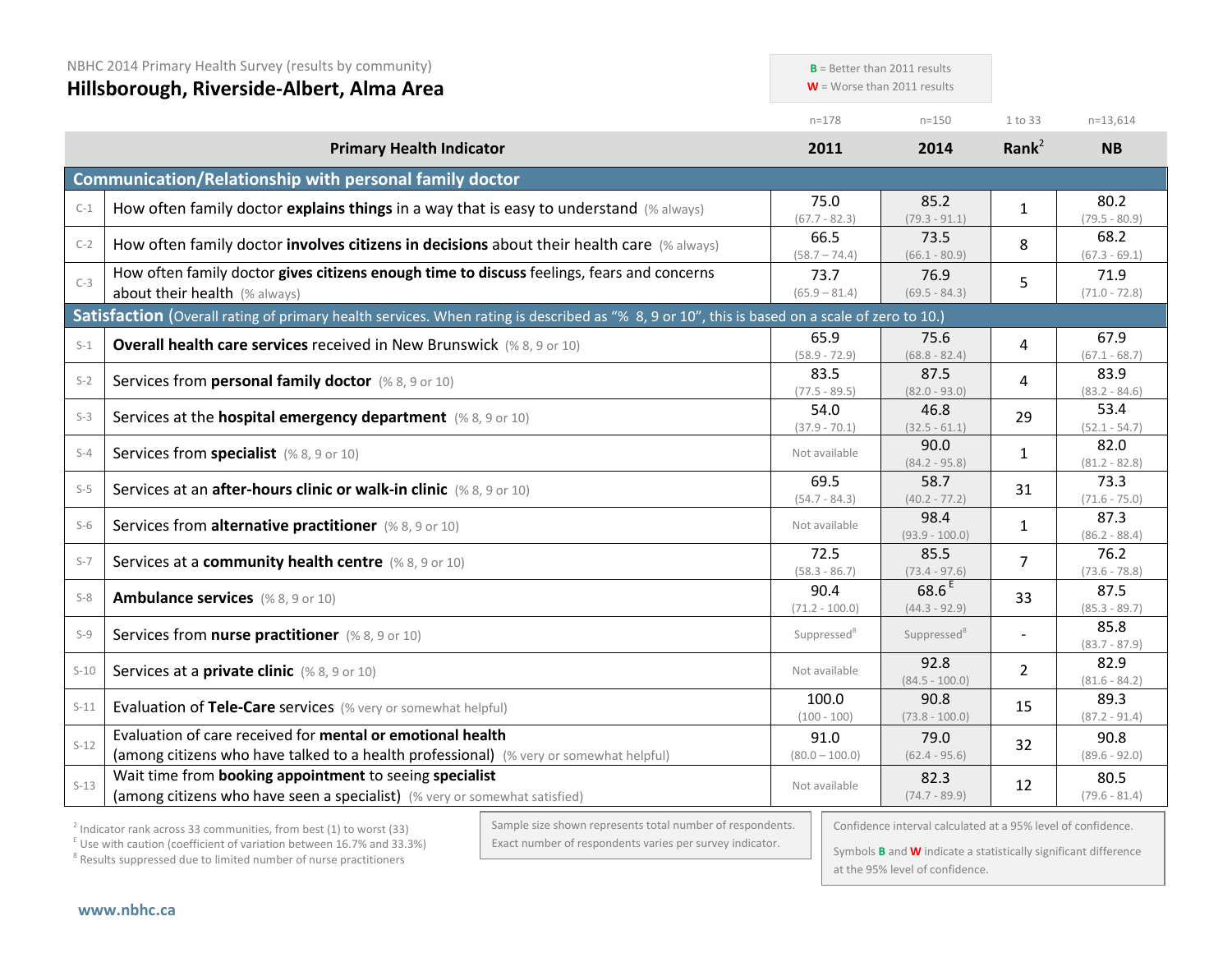NBHC 2014 Primary Health Survey (results by community)

# Hillsborough, Riverside-Albert, Alma Area

**B** = Better than 2011 results
**W** = Worse than 2011 results

| | Primary Health Indicator | 2011 (n=178) | 2014 (n=150) | Rank[2] (1 to 33) | NB (n=13,614) |
|---|---|---|---|---|---|
| | **Communication/Relationship with personal family doctor** | | | | |
| C-1 | How often family doctor **explains things** in a way that is easy to understand (% always) | 75.0 (67.7 - 82.3) | 85.2 (79.3 - 91.1) | 1 | 80.2 (79.5 - 80.9) |
| C-2 | How often family doctor **involves citizens in decisions** about their health care (% always) | 66.5 (58.7 – 74.4) | 73.5 (66.1 - 80.9) | 8 | 68.2 (67.3 - 69.1) |
| C-3 | How often family doctor **gives citizens enough time to discuss** feelings, fears and concerns about their health (% always) | 73.7 (65.9 – 81.4) | 76.9 (69.5 - 84.3) | 5 | 71.9 (71.0 - 72.8) |
| | **Satisfaction** (Overall rating of primary health services. When rating is described as "% 8, 9 or 10", this is based on a scale of zero to 10.) | | | | |
| S-1 | **Overall health care services** received in New Brunswick (% 8, 9 or 10) | 65.9 (58.9 - 72.9) | 75.6 (68.8 - 82.4) | 4 | 67.9 (67.1 - 68.7) |
| S-2 | Services from **personal family doctor** (% 8, 9 or 10) | 83.5 (77.5 - 89.5) | 87.5 (82.0 - 93.0) | 4 | 83.9 (83.2 - 84.6) |
| S-3 | Services at the **hospital emergency department** (% 8, 9 or 10) | 54.0 (37.9 - 70.1) | 46.8 (32.5 - 61.1) | 29 | 53.4 (52.1 - 54.7) |
| S-4 | Services from **specialist** (% 8, 9 or 10) | Not available | 90.0 (84.2 - 95.8) | 1 | 82.0 (81.2 - 82.8) |
| S-5 | Services at an **after-hours clinic or walk-in clinic** (% 8, 9 or 10) | 69.5 (54.7 - 84.3) | 58.7 (40.2 - 77.2) | 31 | 73.3 (71.6 - 75.0) |
| S-6 | Services from **alternative practitioner** (% 8, 9 or 10) | Not available | 98.4 (93.9 - 100.0) | 1 | 87.3 (86.2 - 88.4) |
| S-7 | Services at a **community health centre** (% 8, 9 or 10) | 72.5 (58.3 - 86.7) | 85.5 (73.4 - 97.6) | 7 | 76.2 (73.6 - 78.8) |
| S-8 | **Ambulance services** (% 8, 9 or 10) | 90.4 (71.2 - 100.0) | 68.6[E] (44.3 - 92.9) | 33 | 87.5 (85.3 - 89.7) |
| S-9 | Services from **nurse practitioner** (% 8, 9 or 10) | Suppressed[8] | Suppressed[8] | - | 85.8 (83.7 - 87.9) |
| S-10 | Services at a **private clinic** (% 8, 9 or 10) | Not available | 92.8 (84.5 - 100.0) | 2 | 82.9 (81.6 - 84.2) |
| S-11 | Evaluation of **Tele-Care** services (% very or somewhat helpful) | 100.0 (100 - 100) | 90.8 (73.8 - 100.0) | 15 | 89.3 (87.2 - 91.4) |
| S-12 | Evaluation of care received for **mental or emotional health** (among citizens who have talked to a health professional) (% very or somewhat helpful) | 91.0 (80.0 – 100.0) | 79.0 (62.4 - 95.6) | 32 | 90.8 (89.6 - 92.0) |
| S-13 | Wait time from **booking appointment** to seeing **specialist** (among citizens who have seen a specialist) (% very or somewhat satisfied) | Not available | 82.3 (74.7 - 89.9) | 12 | 80.5 (79.6 - 81.4) |

[2] Indicator rank across 33 communities, from best (1) to worst (33)
[E] Use with caution (coefficient of variation between 16.7% and 33.3%)
[8] Results suppressed due to limited number of nurse practitioners

Sample size shown represents total number of respondents. Exact number of respondents varies per survey indicator.

Confidence interval calculated at a 95% level of confidence.

Symbols **B** and **W** indicate a statistically significant difference at the 95% level of confidence.

www.nbhc.ca